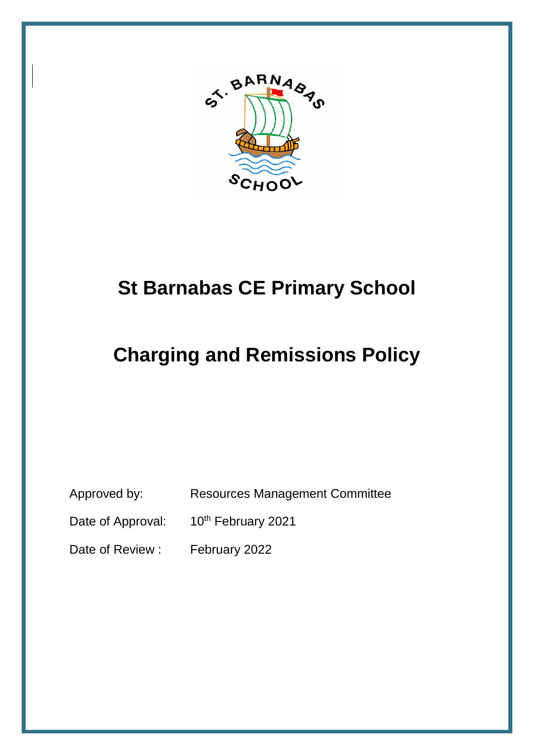# St Barnabas CE Primary School

# Charging and Remissions Policy

| | |
|---|---|
| Approved by: | Resources Management Committee |
| Date of Approval: | 10th February 2021 |
| Date of Review : | February 2022 |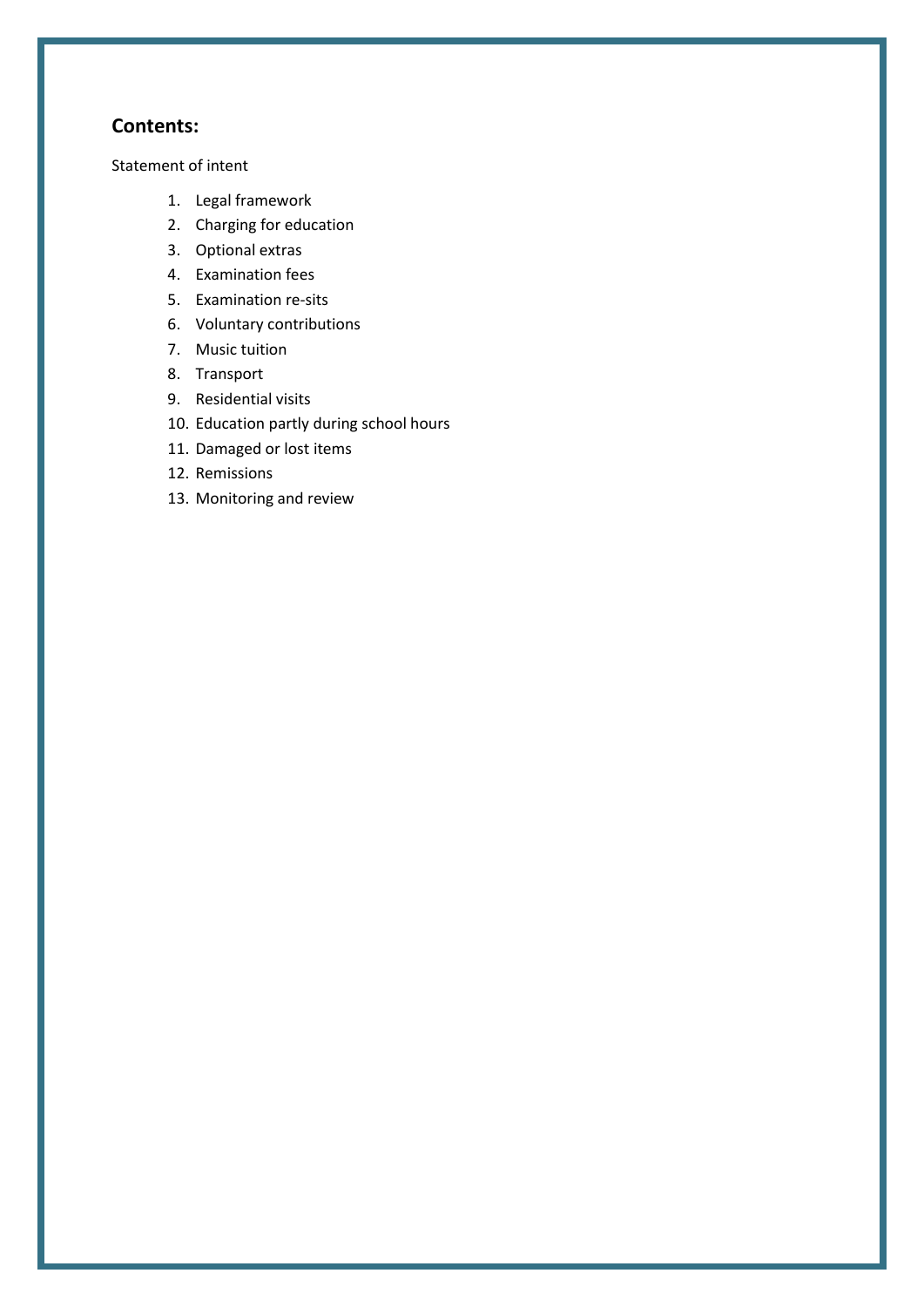## Contents:

Statement of intent

1. Legal framework
2. Charging for education
3. Optional extras
4. Examination fees
5. Examination re-sits
6. Voluntary contributions
7. Music tuition
8. Transport
9. Residential visits
10. Education partly during school hours
11. Damaged or lost items
12. Remissions
13. Monitoring and review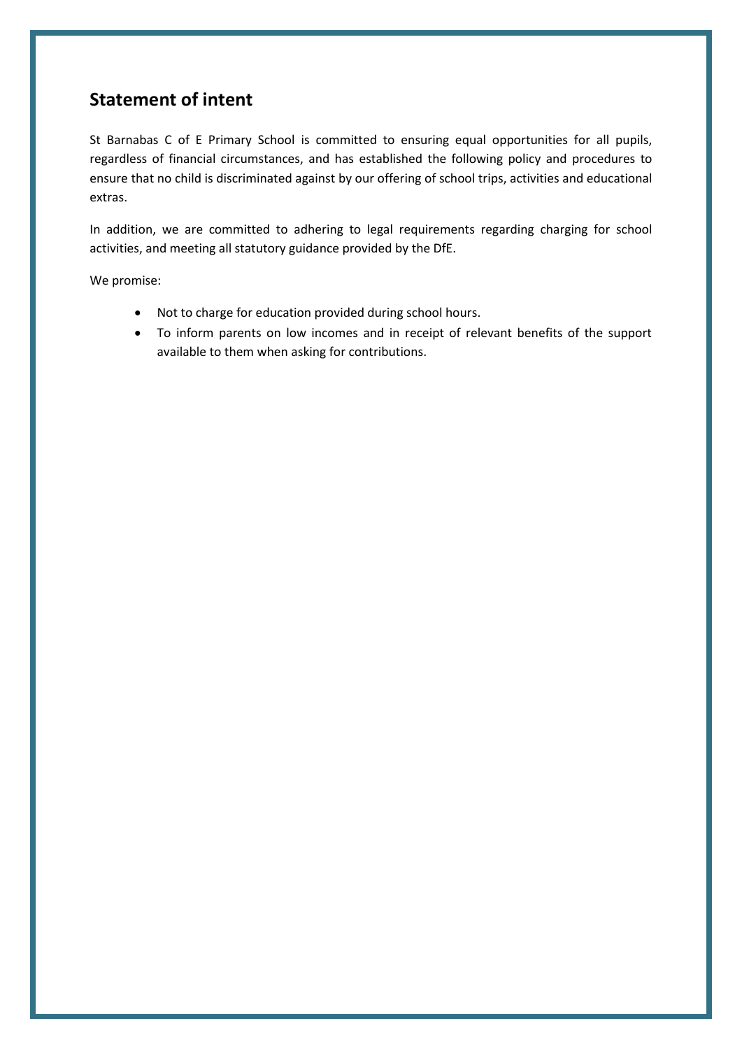## Statement of intent

St Barnabas C of E Primary School is committed to ensuring equal opportunities for all pupils, regardless of financial circumstances, and has established the following policy and procedures to ensure that no child is discriminated against by our offering of school trips, activities and educational extras.

In addition, we are committed to adhering to legal requirements regarding charging for school activities, and meeting all statutory guidance provided by the DfE.

We promise:

- Not to charge for education provided during school hours.
- To inform parents on low incomes and in receipt of relevant benefits of the support available to them when asking for contributions.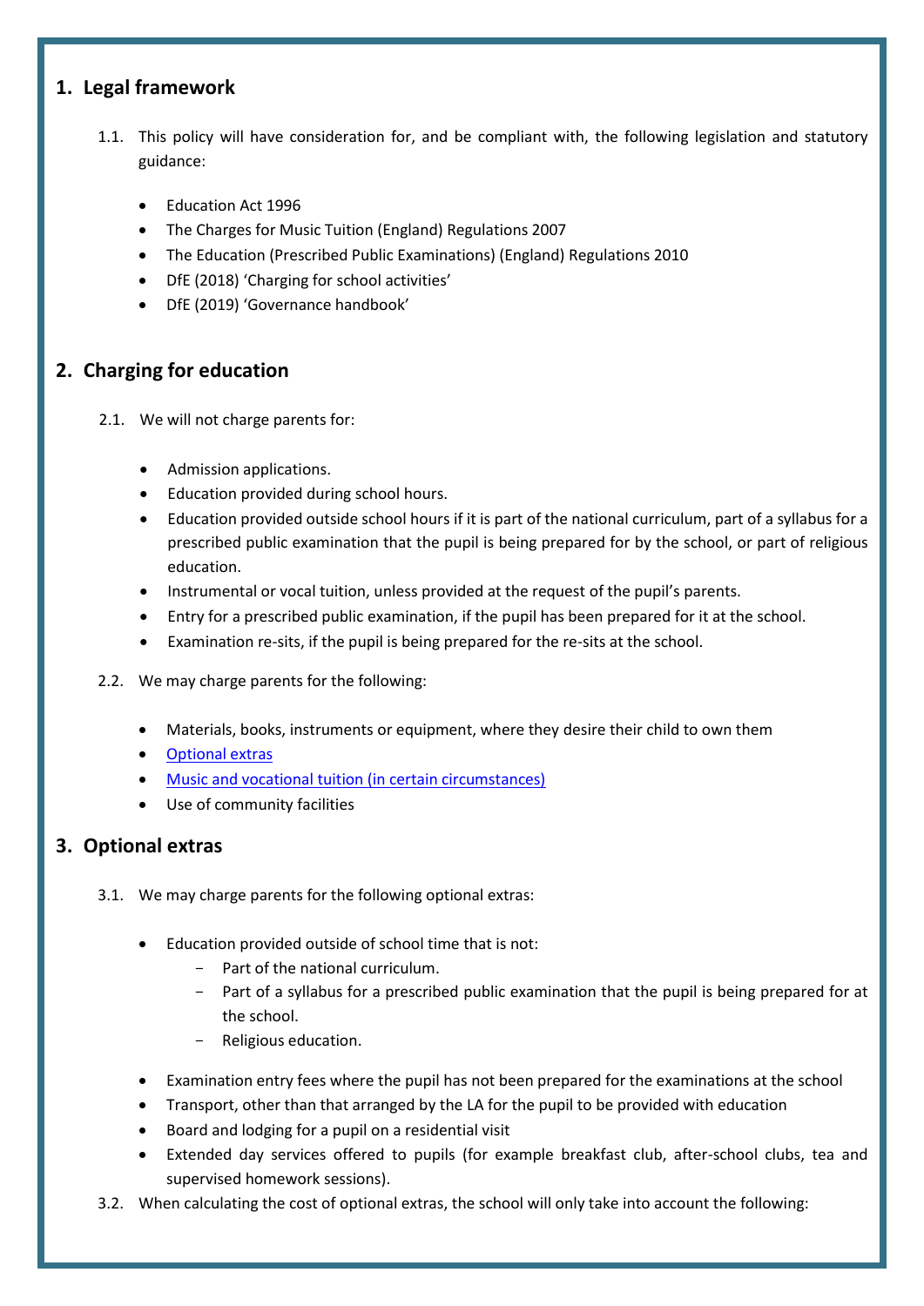## 1. Legal framework

1.1. This policy will have consideration for, and be compliant with, the following legislation and statutory guidance:

- Education Act 1996
- The Charges for Music Tuition (England) Regulations 2007
- The Education (Prescribed Public Examinations) (England) Regulations 2010
- DfE (2018) 'Charging for school activities'
- DfE (2019) 'Governance handbook'

## 2. Charging for education

2.1. We will not charge parents for:

- Admission applications.
- Education provided during school hours.
- Education provided outside school hours if it is part of the national curriculum, part of a syllabus for a prescribed public examination that the pupil is being prepared for by the school, or part of religious education.
- Instrumental or vocal tuition, unless provided at the request of the pupil's parents.
- Entry for a prescribed public examination, if the pupil has been prepared for it at the school.
- Examination re-sits, if the pupil is being prepared for the re-sits at the school.

2.2. We may charge parents for the following:

- Materials, books, instruments or equipment, where they desire their child to own them
- Optional extras
- Music and vocational tuition (in certain circumstances)
- Use of community facilities

## 3. Optional extras

3.1. We may charge parents for the following optional extras:

- Education provided outside of school time that is not:
  - Part of the national curriculum.
  - Part of a syllabus for a prescribed public examination that the pupil is being prepared for at the school.
  - Religious education.
- Examination entry fees where the pupil has not been prepared for the examinations at the school
- Transport, other than that arranged by the LA for the pupil to be provided with education
- Board and lodging for a pupil on a residential visit
- Extended day services offered to pupils (for example breakfast club, after-school clubs, tea and supervised homework sessions).

3.2. When calculating the cost of optional extras, the school will only take into account the following: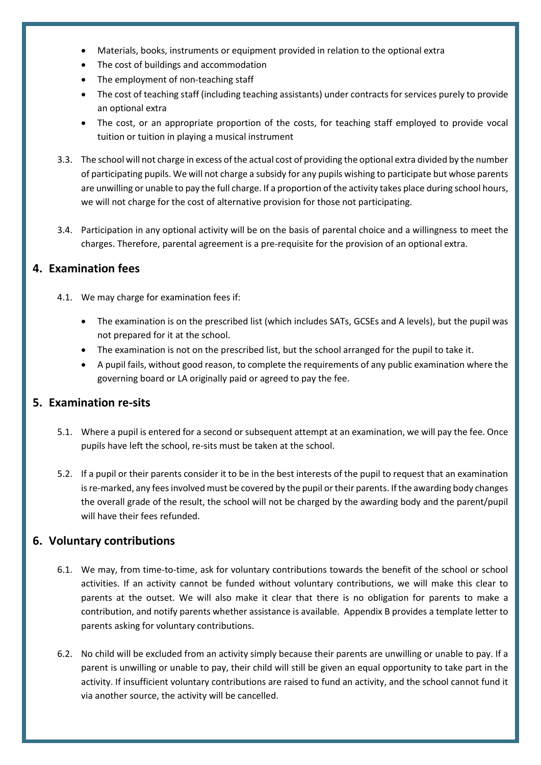- Materials, books, instruments or equipment provided in relation to the optional extra
- The cost of buildings and accommodation
- The employment of non-teaching staff
- The cost of teaching staff (including teaching assistants) under contracts for services purely to provide an optional extra
- The cost, or an appropriate proportion of the costs, for teaching staff employed to provide vocal tuition or tuition in playing a musical instrument

3.3. The school will not charge in excess of the actual cost of providing the optional extra divided by the number of participating pupils. We will not charge a subsidy for any pupils wishing to participate but whose parents are unwilling or unable to pay the full charge. If a proportion of the activity takes place during school hours, we will not charge for the cost of alternative provision for those not participating.

3.4. Participation in any optional activity will be on the basis of parental choice and a willingness to meet the charges. Therefore, parental agreement is a pre-requisite for the provision of an optional extra.

## 4. Examination fees

4.1. We may charge for examination fees if:

- The examination is on the prescribed list (which includes SATs, GCSEs and A levels), but the pupil was not prepared for it at the school.
- The examination is not on the prescribed list, but the school arranged for the pupil to take it.
- A pupil fails, without good reason, to complete the requirements of any public examination where the governing board or LA originally paid or agreed to pay the fee.

## 5. Examination re-sits

5.1. Where a pupil is entered for a second or subsequent attempt at an examination, we will pay the fee. Once pupils have left the school, re-sits must be taken at the school.

5.2. If a pupil or their parents consider it to be in the best interests of the pupil to request that an examination is re-marked, any fees involved must be covered by the pupil or their parents. If the awarding body changes the overall grade of the result, the school will not be charged by the awarding body and the parent/pupil will have their fees refunded.

## 6. Voluntary contributions

6.1. We may, from time-to-time, ask for voluntary contributions towards the benefit of the school or school activities. If an activity cannot be funded without voluntary contributions, we will make this clear to parents at the outset. We will also make it clear that there is no obligation for parents to make a contribution, and notify parents whether assistance is available. Appendix B provides a template letter to parents asking for voluntary contributions.

6.2. No child will be excluded from an activity simply because their parents are unwilling or unable to pay. If a parent is unwilling or unable to pay, their child will still be given an equal opportunity to take part in the activity. If insufficient voluntary contributions are raised to fund an activity, and the school cannot fund it via another source, the activity will be cancelled.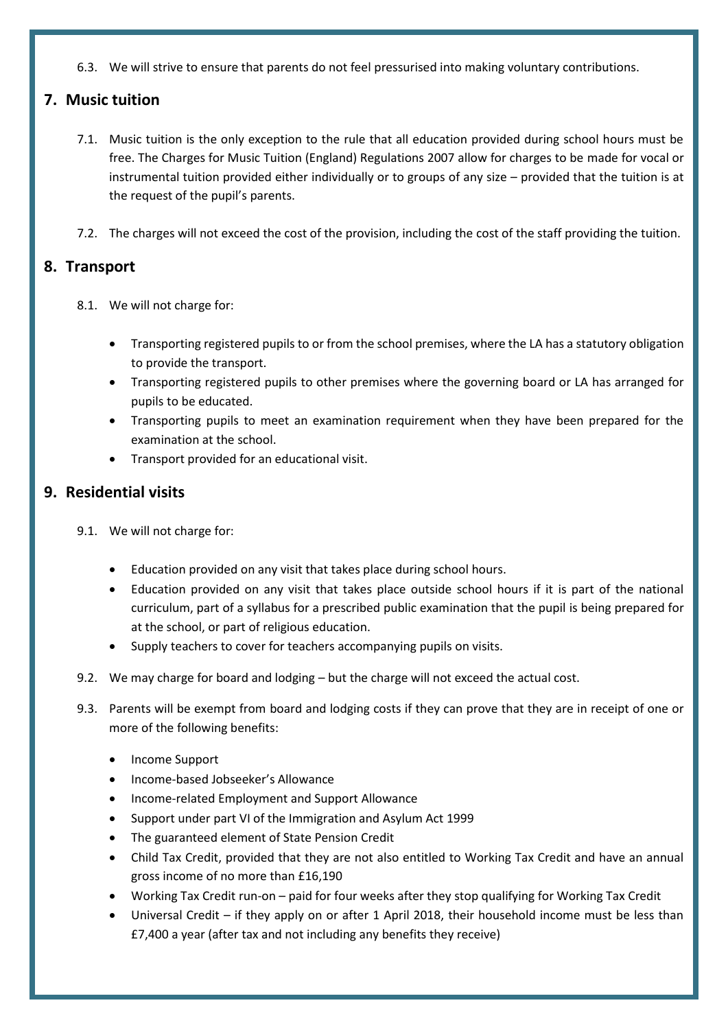6.3. We will strive to ensure that parents do not feel pressurised into making voluntary contributions.

## 7. Music tuition

7.1. Music tuition is the only exception to the rule that all education provided during school hours must be free. The Charges for Music Tuition (England) Regulations 2007 allow for charges to be made for vocal or instrumental tuition provided either individually or to groups of any size – provided that the tuition is at the request of the pupil's parents.

7.2. The charges will not exceed the cost of the provision, including the cost of the staff providing the tuition.

## 8. Transport

8.1. We will not charge for:

- Transporting registered pupils to or from the school premises, where the LA has a statutory obligation to provide the transport.
- Transporting registered pupils to other premises where the governing board or LA has arranged for pupils to be educated.
- Transporting pupils to meet an examination requirement when they have been prepared for the examination at the school.
- Transport provided for an educational visit.

## 9. Residential visits

9.1. We will not charge for:

- Education provided on any visit that takes place during school hours.
- Education provided on any visit that takes place outside school hours if it is part of the national curriculum, part of a syllabus for a prescribed public examination that the pupil is being prepared for at the school, or part of religious education.
- Supply teachers to cover for teachers accompanying pupils on visits.

9.2. We may charge for board and lodging – but the charge will not exceed the actual cost.

9.3. Parents will be exempt from board and lodging costs if they can prove that they are in receipt of one or more of the following benefits:

- Income Support
- Income-based Jobseeker's Allowance
- Income-related Employment and Support Allowance
- Support under part VI of the Immigration and Asylum Act 1999
- The guaranteed element of State Pension Credit
- Child Tax Credit, provided that they are not also entitled to Working Tax Credit and have an annual gross income of no more than £16,190
- Working Tax Credit run-on – paid for four weeks after they stop qualifying for Working Tax Credit
- Universal Credit – if they apply on or after 1 April 2018, their household income must be less than £7,400 a year (after tax and not including any benefits they receive)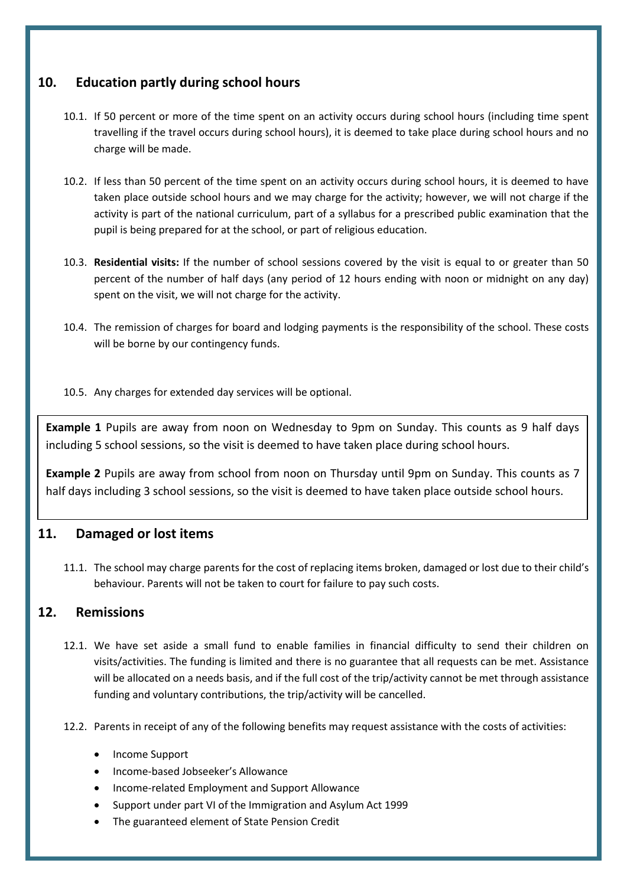## 10. Education partly during school hours

10.1. If 50 percent or more of the time spent on an activity occurs during school hours (including time spent travelling if the travel occurs during school hours), it is deemed to take place during school hours and no charge will be made.

10.2. If less than 50 percent of the time spent on an activity occurs during school hours, it is deemed to have taken place outside school hours and we may charge for the activity; however, we will not charge if the activity is part of the national curriculum, part of a syllabus for a prescribed public examination that the pupil is being prepared for at the school, or part of religious education.

10.3. **Residential visits:** If the number of school sessions covered by the visit is equal to or greater than 50 percent of the number of half days (any period of 12 hours ending with noon or midnight on any day) spent on the visit, we will not charge for the activity.

10.4. The remission of charges for board and lodging payments is the responsibility of the school. These costs will be borne by our contingency funds.

10.5. Any charges for extended day services will be optional.

**Example 1** Pupils are away from noon on Wednesday to 9pm on Sunday. This counts as 9 half days including 5 school sessions, so the visit is deemed to have taken place during school hours.

**Example 2** Pupils are away from school from noon on Thursday until 9pm on Sunday. This counts as 7 half days including 3 school sessions, so the visit is deemed to have taken place outside school hours.

## 11. Damaged or lost items

11.1. The school may charge parents for the cost of replacing items broken, damaged or lost due to their child's behaviour. Parents will not be taken to court for failure to pay such costs.

## 12. Remissions

12.1. We have set aside a small fund to enable families in financial difficulty to send their children on visits/activities. The funding is limited and there is no guarantee that all requests can be met. Assistance will be allocated on a needs basis, and if the full cost of the trip/activity cannot be met through assistance funding and voluntary contributions, the trip/activity will be cancelled.

12.2. Parents in receipt of any of the following benefits may request assistance with the costs of activities:

- Income Support
- Income-based Jobseeker's Allowance
- Income-related Employment and Support Allowance
- Support under part VI of the Immigration and Asylum Act 1999
- The guaranteed element of State Pension Credit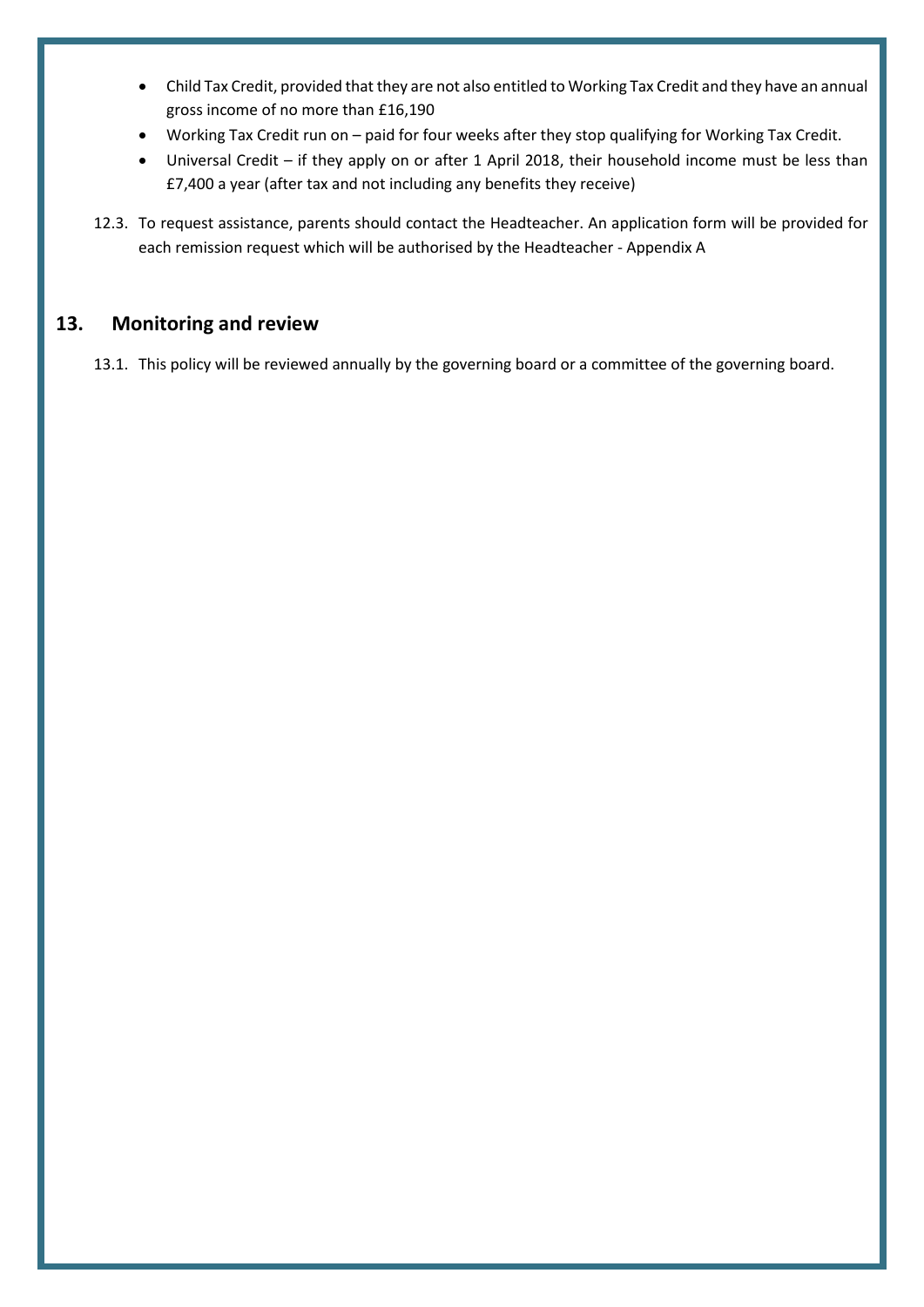- Child Tax Credit, provided that they are not also entitled to Working Tax Credit and they have an annual gross income of no more than £16,190
- Working Tax Credit run on – paid for four weeks after they stop qualifying for Working Tax Credit.
- Universal Credit – if they apply on or after 1 April 2018, their household income must be less than £7,400 a year (after tax and not including any benefits they receive)

12.3. To request assistance, parents should contact the Headteacher. An application form will be provided for each remission request which will be authorised by the Headteacher - Appendix A

## 13. Monitoring and review

13.1. This policy will be reviewed annually by the governing board or a committee of the governing board.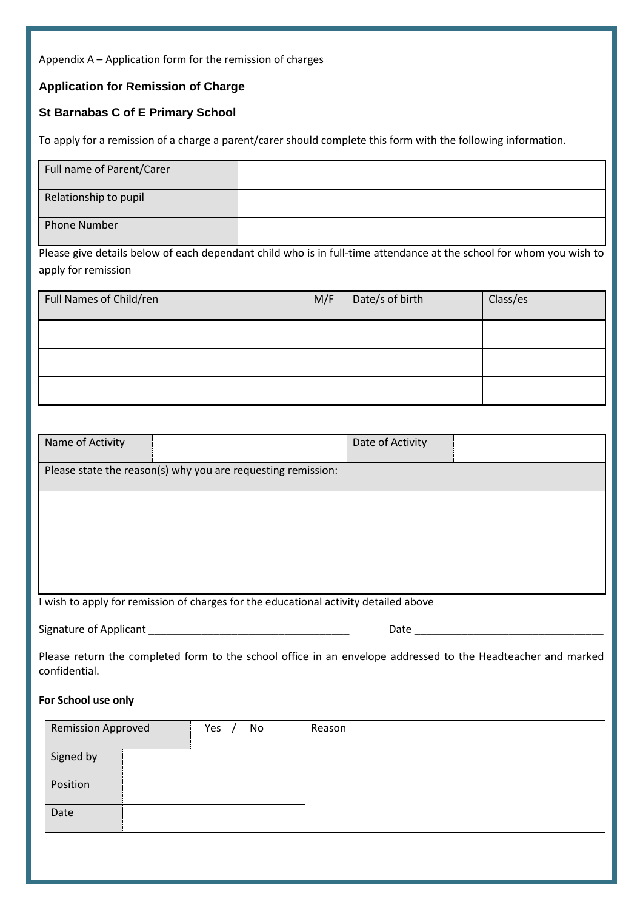Appendix A – Application form for the remission of charges

## Application for Remission of Charge

## St Barnabas C of E Primary School

To apply for a remission of a charge a parent/carer should complete this form with the following information.

| Full name of Parent/Carer | |
|---|---|
| Relationship to pupil | |
| Phone Number | |

Please give details below of each dependant child who is in full-time attendance at the school for whom you wish to apply for remission

| Full Names of Child/ren | M/F | Date/s of birth | Class/es |
|---|---|---|---|
| | | | |
| | | | |
| | | | |

| Name of Activity | | Date of Activity | |
|---|---|---|---|
| Please state the reason(s) why you are requesting remission: | | | |
| | | | |

I wish to apply for remission of charges for the educational activity detailed above

Signature of Applicant ___________________________________ Date ________________________________

Please return the completed form to the school office in an envelope addressed to the Headteacher and marked confidential.

**For School use only**

| Remission Approved | | Yes / No | Reason |
|---|---|---|---|
| Signed by | | | |
| Position | | | |
| Date | | | |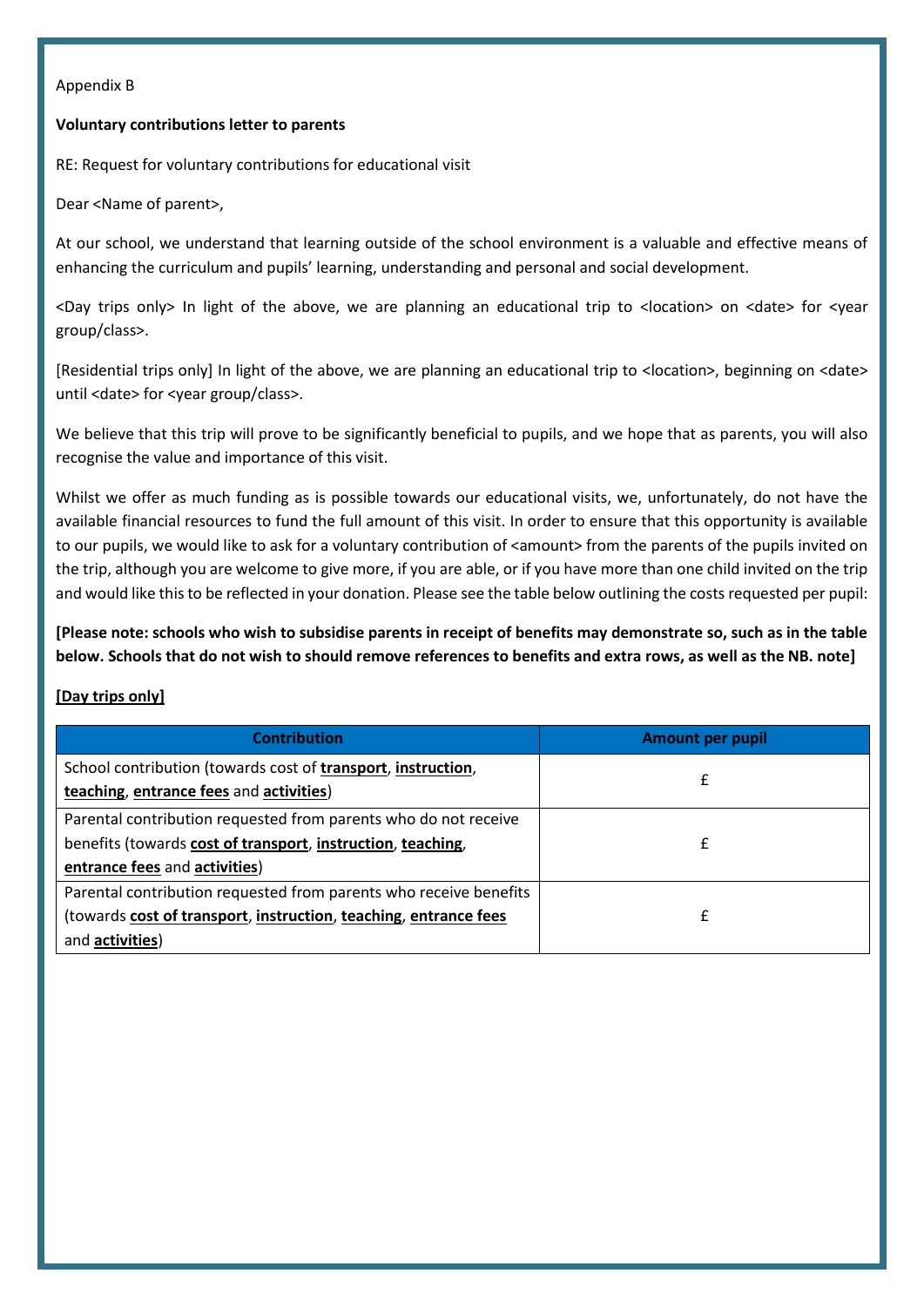Appendix B

**Voluntary contributions letter to parents**

RE: Request for voluntary contributions for educational visit

Dear <Name of parent>,

At our school, we understand that learning outside of the school environment is a valuable and effective means of enhancing the curriculum and pupils' learning, understanding and personal and social development.

<Day trips only> In light of the above, we are planning an educational trip to <location> on <date> for <year group/class>.

[Residential trips only] In light of the above, we are planning an educational trip to <location>, beginning on <date> until <date> for <year group/class>.

We believe that this trip will prove to be significantly beneficial to pupils, and we hope that as parents, you will also recognise the value and importance of this visit.

Whilst we offer as much funding as is possible towards our educational visits, we, unfortunately, do not have the available financial resources to fund the full amount of this visit. In order to ensure that this opportunity is available to our pupils, we would like to ask for a voluntary contribution of <amount> from the parents of the pupils invited on the trip, although you are welcome to give more, if you are able, or if you have more than one child invited on the trip and would like this to be reflected in your donation. Please see the table below outlining the costs requested per pupil:

**[Please note: schools who wish to subsidise parents in receipt of benefits may demonstrate so, such as in the table below. Schools that do not wish to should remove references to benefits and extra rows, as well as the NB. note]**

**[Day trips only]**

| Contribution | Amount per pupil |
|---|---|
| School contribution (towards cost of **transport**, **instruction**, **teaching**, **entrance fees** and **activities**) | £ |
| Parental contribution requested from parents who do not receive benefits (towards **cost of transport**, **instruction**, **teaching**, **entrance fees** and **activities**) | £ |
| Parental contribution requested from parents who receive benefits (towards **cost of transport**, **instruction**, **teaching**, **entrance fees** and **activities**) | £ |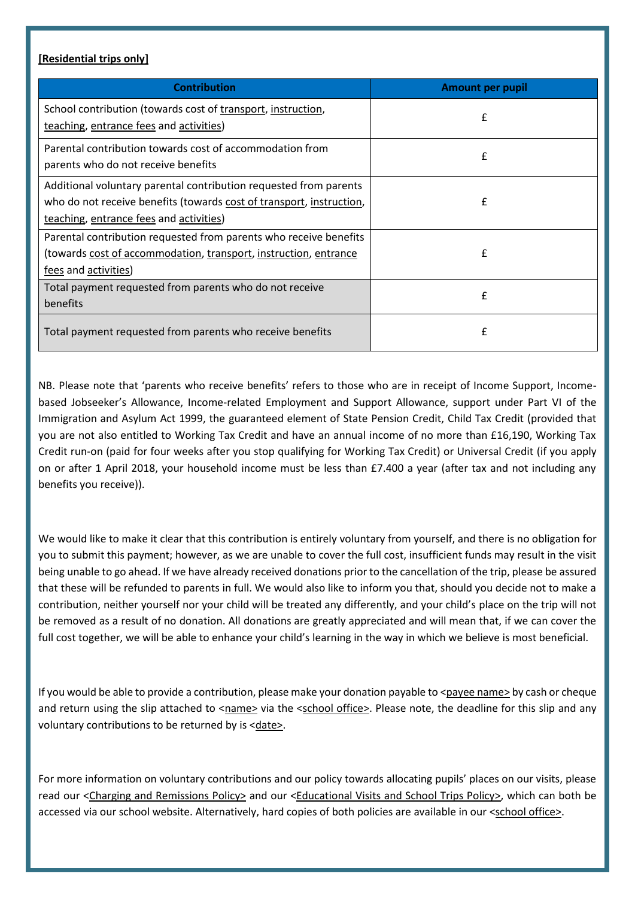**[Residential trips only]**

| Contribution | Amount per pupil |
|---|---|
| School contribution (towards cost of transport, instruction, teaching, entrance fees and activities) | £ |
| Parental contribution towards cost of accommodation from parents who do not receive benefits | £ |
| Additional voluntary parental contribution requested from parents who do not receive benefits (towards cost of transport, instruction, teaching, entrance fees and activities) | £ |
| Parental contribution requested from parents who receive benefits (towards cost of accommodation, transport, instruction, entrance fees and activities) | £ |
| Total payment requested from parents who do not receive benefits | £ |
| Total payment requested from parents who receive benefits | £ |

NB. Please note that 'parents who receive benefits' refers to those who are in receipt of Income Support, Income-based Jobseeker's Allowance, Income-related Employment and Support Allowance, support under Part VI of the Immigration and Asylum Act 1999, the guaranteed element of State Pension Credit, Child Tax Credit (provided that you are not also entitled to Working Tax Credit and have an annual income of no more than £16,190, Working Tax Credit run-on (paid for four weeks after you stop qualifying for Working Tax Credit) or Universal Credit (if you apply on or after 1 April 2018, your household income must be less than £7.400 a year (after tax and not including any benefits you receive)).

We would like to make it clear that this contribution is entirely voluntary from yourself, and there is no obligation for you to submit this payment; however, as we are unable to cover the full cost, insufficient funds may result in the visit being unable to go ahead. If we have already received donations prior to the cancellation of the trip, please be assured that these will be refunded to parents in full. We would also like to inform you that, should you decide not to make a contribution, neither yourself nor your child will be treated any differently, and your child's place on the trip will not be removed as a result of no donation. All donations are greatly appreciated and will mean that, if we can cover the full cost together, we will be able to enhance your child's learning in the way in which we believe is most beneficial.

If you would be able to provide a contribution, please make your donation payable to <payee name> by cash or cheque and return using the slip attached to <name> via the <school office>. Please note, the deadline for this slip and any voluntary contributions to be returned by is <date>.

For more information on voluntary contributions and our policy towards allocating pupils' places on our visits, please read our <Charging and Remissions Policy> and our <Educational Visits and School Trips Policy>, which can both be accessed via our school website. Alternatively, hard copies of both policies are available in our <school office>.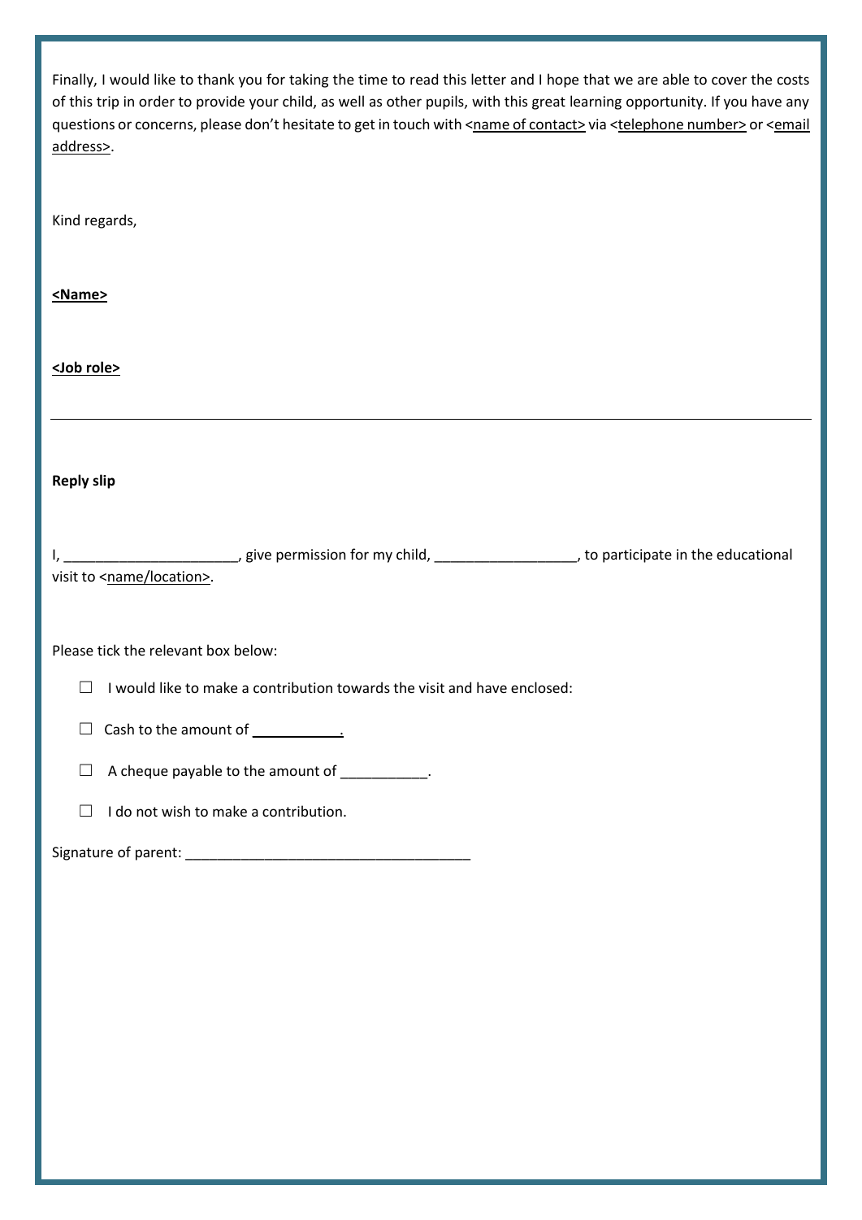Finally, I would like to thank you for taking the time to read this letter and I hope that we are able to cover the costs of this trip in order to provide your child, as well as other pupils, with this great learning opportunity. If you have any questions or concerns, please don't hesitate to get in touch with <name of contact> via <telephone number> or <email address>.

Kind regards,

**<Name>**

**<Job role>**

---

**Reply slip**

I, ______________________, give permission for my child, __________________, to participate in the educational visit to <name/location>.

Please tick the relevant box below:

- ☐ I would like to make a contribution towards the visit and have enclosed:
- ☐ Cash to the amount of ___________.
- ☐ A cheque payable to the amount of ___________.
- ☐ I do not wish to make a contribution.

Signature of parent: ____________________________________